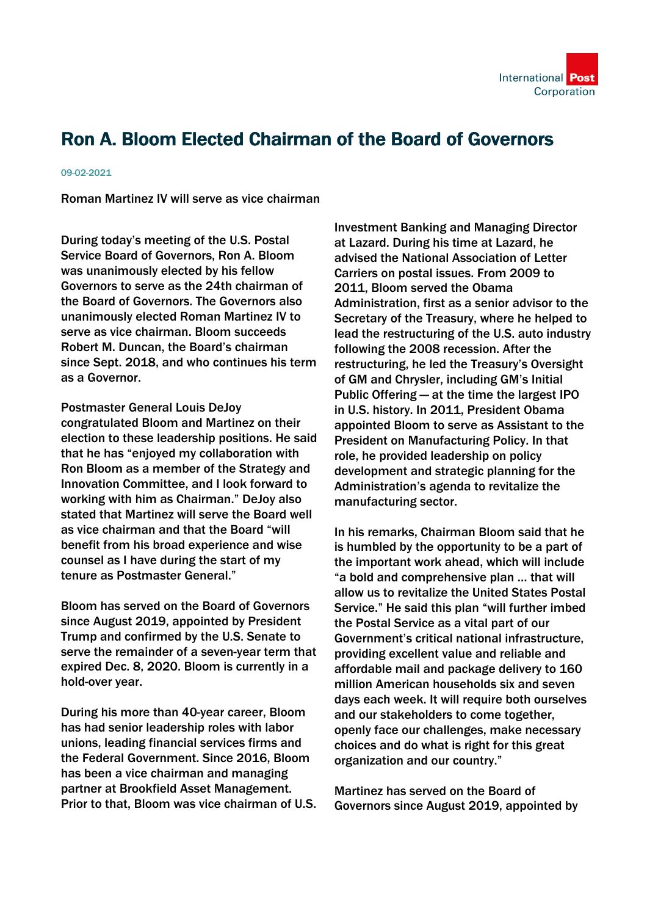# Ron A. Bloom Elected Chairman of the Board of Governors

09-02-2021

Roman Martinez IV will serve as vice chairman

During today's meeting of the U.S. Postal Service Board of Governors, Ron A. Bloom was unanimously elected by his fellow Governors to serve as the 24th chairman of the Board of Governors. The Governors also unanimously elected Roman Martinez IV to serve as vice chairman. Bloom succeeds Robert M. Duncan, the Board's chairman since Sept. 2018, and who continues his term as a Governor.

Postmaster General Louis DeJoy congratulated Bloom and Martinez on their election to these leadership positions. He said that he has "enjoyed my collaboration with Ron Bloom as a member of the Strategy and Innovation Committee, and I look forward to working with him as Chairman." DeJoy also stated that Martinez will serve the Board well as vice chairman and that the Board "will benefit from his broad experience and wise counsel as I have during the start of my tenure as Postmaster General."

Bloom has served on the Board of Governors since August 2019, appointed by President Trump and confirmed by the U.S. Senate to serve the remainder of a seven-year term that expired Dec. 8, 2020. Bloom is currently in a hold-over year.

During his more than 40-year career, Bloom has had senior leadership roles with labor unions, leading financial services firms and the Federal Government. Since 2016, Bloom has been a vice chairman and managing partner at Brookfield Asset Management. Prior to that, Bloom was vice chairman of U.S. Investment Banking and Managing Director at Lazard. During his time at Lazard, he advised the National Association of Letter Carriers on postal issues. From 2009 to 2011, Bloom served the Obama Administration, first as a senior advisor to the Secretary of the Treasury, where he helped to lead the restructuring of the U.S. auto industry following the 2008 recession. After the restructuring, he led the Treasury's Oversight of GM and Chrysler, including GM's Initial Public Offering — at the time the largest IPO in U.S. history. In 2011, President Obama appointed Bloom to serve as Assistant to the President on Manufacturing Policy. In that role, he provided leadership on policy development and strategic planning for the Administration's agenda to revitalize the manufacturing sector.

In his remarks, Chairman Bloom said that he is humbled by the opportunity to be a part of the important work ahead, which will include "a bold and comprehensive plan … that will allow us to revitalize the United States Postal Service." He said this plan "will further imbed the Postal Service as a vital part of our Government's critical national infrastructure, providing excellent value and reliable and affordable mail and package delivery to 160 million American households six and seven days each week. It will require both ourselves and our stakeholders to come together, openly face our challenges, make necessary choices and do what is right for this great organization and our country."

Martinez has served on the Board of Governors since August 2019, appointed by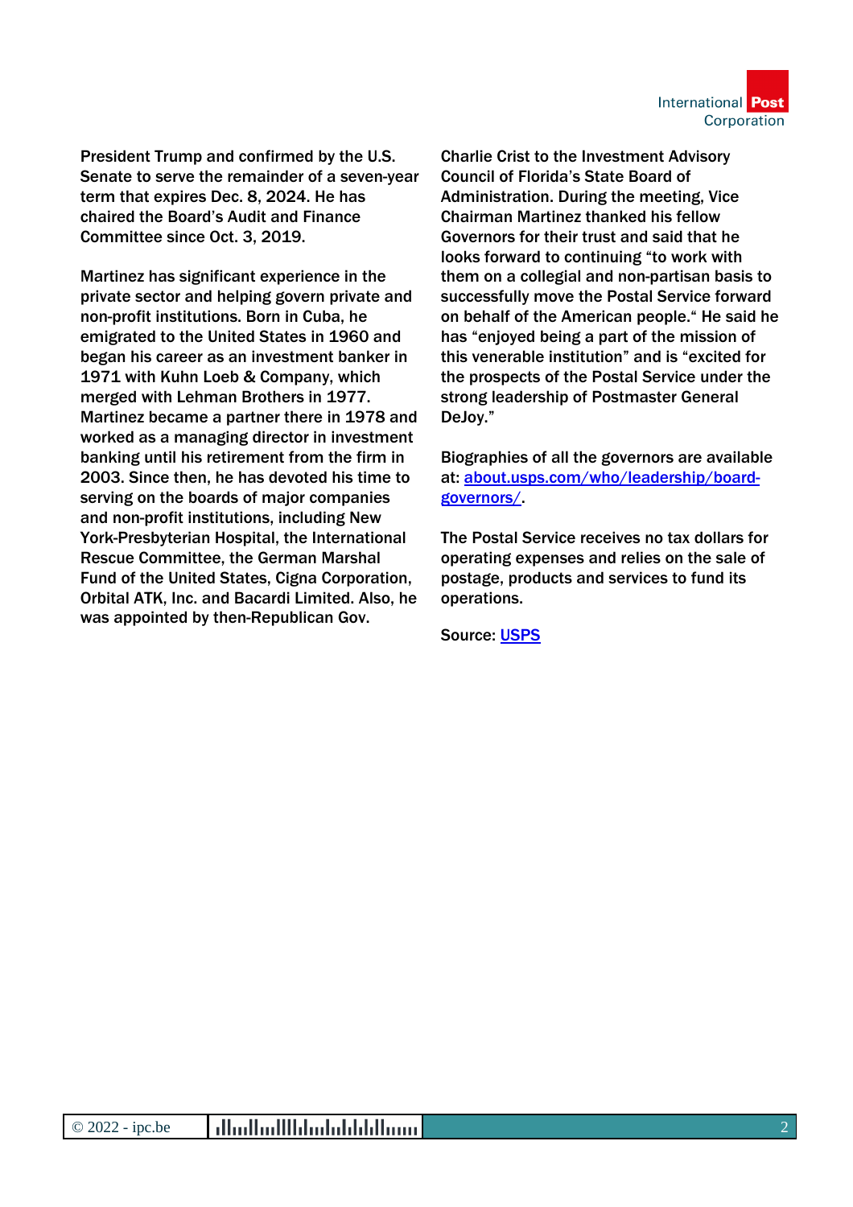President Trump and confirmed by the U.S. Senate to serve the remainder of a seven-year term that expires Dec. 8, 2024. He has chaired the Board's Audit and Finance Committee since Oct. 3, 2019.

Martinez has significant experience in the private sector and helping govern private and non-profit institutions. Born in Cuba, he emigrated to the United States in 1960 and began his career as an investment banker in 1971 with Kuhn Loeb & Company, which merged with Lehman Brothers in 1977. Martinez became a partner there in 1978 and worked as a managing director in investment banking until his retirement from the firm in 2003. Since then, he has devoted his time to serving on the boards of major companies and non-profit institutions, including New York-Presbyterian Hospital, the International Rescue Committee, the German Marshal Fund of the United States, Cigna Corporation, Orbital ATK, Inc. and Bacardi Limited. Also, he was appointed by then-Republican Gov. Charlie Crist to the Investment Advisory Council of Florida's State Board of Administration. During the meeting, Vice Chairman Martinez thanked his fellow Governors for their trust and said that he looks forward to continuing "to work with them on a collegial and non-partisan basis to successfully move the Postal Service forward on behalf of the American people." He said he has "enjoyed being a part of the mission of this venerable institution" and is "excited for the prospects of the Postal Service under the strong leadership of Postmaster General DeJoy."

Biographies of all the governors are available at: [about.usps.com/who/leadership/board-governors/](about.usps.com/who/leadership/board-governors/).

The Postal Service receives no tax dollars for operating expenses and relies on the sale of postage, products and services to fund its operations.

Source: USPS